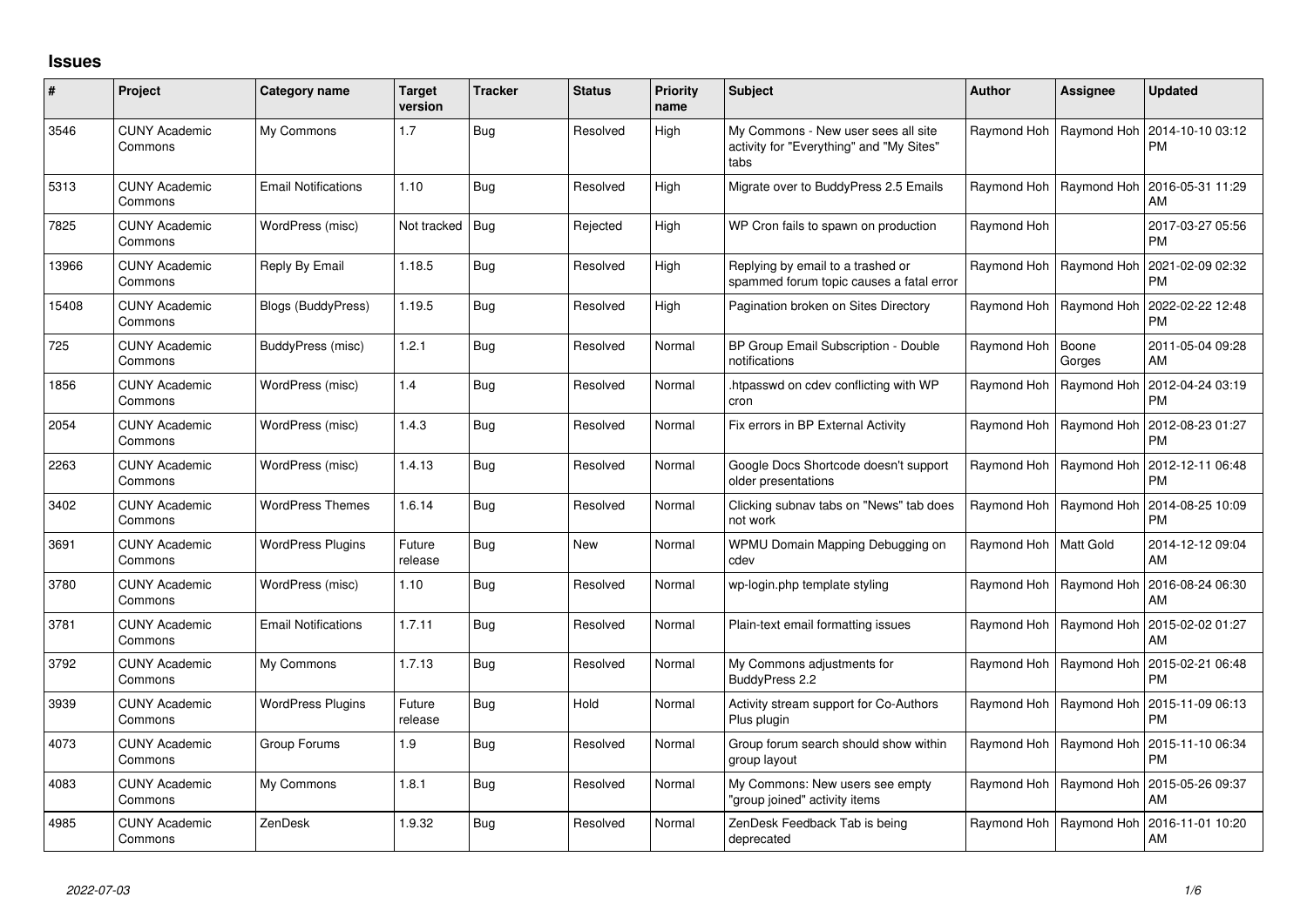# Issues

| # | Project | Category name | Target version | Tracker | Status | Priority name | Subject | Author | Assignee | Updated |
|---|---|---|---|---|---|---|---|---|---|---|
| 3546 | CUNY Academic Commons | My Commons | 1.7 | Bug | Resolved | High | My Commons - New user sees all site activity for "Everything" and "My Sites" tabs | Raymond Hoh | Raymond Hoh | 2014-10-10 03:12 PM |
| 5313 | CUNY Academic Commons | Email Notifications | 1.10 | Bug | Resolved | High | Migrate over to BuddyPress 2.5 Emails | Raymond Hoh | Raymond Hoh | 2016-05-31 11:29 AM |
| 7825 | CUNY Academic Commons | WordPress (misc) | Not tracked | Bug | Rejected | High | WP Cron fails to spawn on production | Raymond Hoh | | 2017-03-27 05:56 PM |
| 13966 | CUNY Academic Commons | Reply By Email | 1.18.5 | Bug | Resolved | High | Replying by email to a trashed or spammed forum topic causes a fatal error | Raymond Hoh | Raymond Hoh | 2021-02-09 02:32 PM |
| 15408 | CUNY Academic Commons | Blogs (BuddyPress) | 1.19.5 | Bug | Resolved | High | Pagination broken on Sites Directory | Raymond Hoh | Raymond Hoh | 2022-02-22 12:48 PM |
| 725 | CUNY Academic Commons | BuddyPress (misc) | 1.2.1 | Bug | Resolved | Normal | BP Group Email Subscription - Double notifications | Raymond Hoh | Boone Gorges | 2011-05-04 09:28 AM |
| 1856 | CUNY Academic Commons | WordPress (misc) | 1.4 | Bug | Resolved | Normal | .htpasswd on cdev conflicting with WP cron | Raymond Hoh | Raymond Hoh | 2012-04-24 03:19 PM |
| 2054 | CUNY Academic Commons | WordPress (misc) | 1.4.3 | Bug | Resolved | Normal | Fix errors in BP External Activity | Raymond Hoh | Raymond Hoh | 2012-08-23 01:27 PM |
| 2263 | CUNY Academic Commons | WordPress (misc) | 1.4.13 | Bug | Resolved | Normal | Google Docs Shortcode doesn't support older presentations | Raymond Hoh | Raymond Hoh | 2012-12-11 06:48 PM |
| 3402 | CUNY Academic Commons | WordPress Themes | 1.6.14 | Bug | Resolved | Normal | Clicking subnav tabs on "News" tab does not work | Raymond Hoh | Raymond Hoh | 2014-08-25 10:09 PM |
| 3691 | CUNY Academic Commons | WordPress Plugins | Future release | Bug | New | Normal | WPMU Domain Mapping Debugging on cdev | Raymond Hoh | Matt Gold | 2014-12-12 09:04 AM |
| 3780 | CUNY Academic Commons | WordPress (misc) | 1.10 | Bug | Resolved | Normal | wp-login.php template styling | Raymond Hoh | Raymond Hoh | 2016-08-24 06:30 AM |
| 3781 | CUNY Academic Commons | Email Notifications | 1.7.11 | Bug | Resolved | Normal | Plain-text email formatting issues | Raymond Hoh | Raymond Hoh | 2015-02-02 01:27 AM |
| 3792 | CUNY Academic Commons | My Commons | 1.7.13 | Bug | Resolved | Normal | My Commons adjustments for BuddyPress 2.2 | Raymond Hoh | Raymond Hoh | 2015-02-21 06:48 PM |
| 3939 | CUNY Academic Commons | WordPress Plugins | Future release | Bug | Hold | Normal | Activity stream support for Co-Authors Plus plugin | Raymond Hoh | Raymond Hoh | 2015-11-09 06:13 PM |
| 4073 | CUNY Academic Commons | Group Forums | 1.9 | Bug | Resolved | Normal | Group forum search should show within group layout | Raymond Hoh | Raymond Hoh | 2015-11-10 06:34 PM |
| 4083 | CUNY Academic Commons | My Commons | 1.8.1 | Bug | Resolved | Normal | My Commons: New users see empty "group joined" activity items | Raymond Hoh | Raymond Hoh | 2015-05-26 09:37 AM |
| 4985 | CUNY Academic Commons | ZenDesk | 1.9.32 | Bug | Resolved | Normal | ZenDesk Feedback Tab is being deprecated | Raymond Hoh | Raymond Hoh | 2016-11-01 10:20 AM |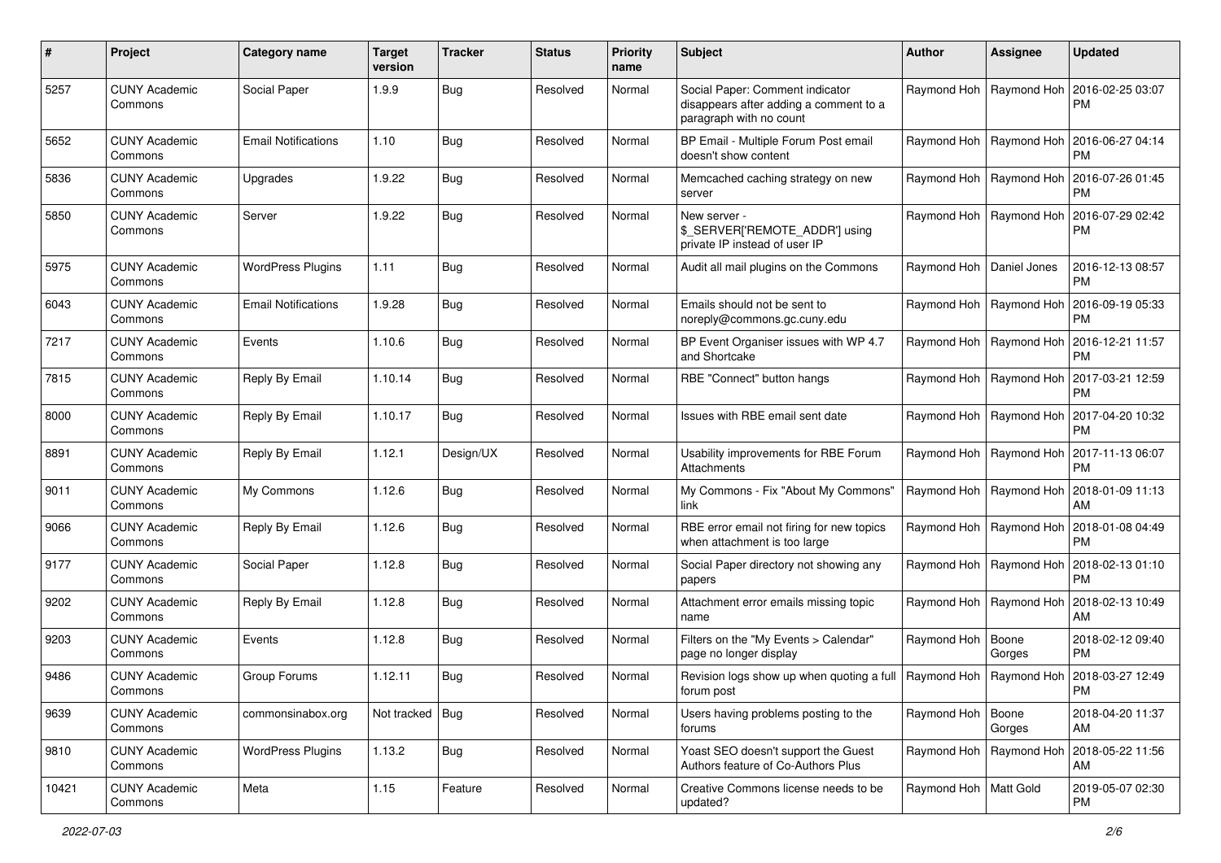| # | Project | Category name | Target version | Tracker | Status | Priority name | Subject | Author | Assignee | Updated |
|---|---|---|---|---|---|---|---|---|---|---|
| 5257 | CUNY Academic Commons | Social Paper | 1.9.9 | Bug | Resolved | Normal | Social Paper: Comment indicator disappears after adding a comment to a paragraph with no count | Raymond Hoh | Raymond Hoh | 2016-02-25 03:07 PM |
| 5652 | CUNY Academic Commons | Email Notifications | 1.10 | Bug | Resolved | Normal | BP Email - Multiple Forum Post email doesn't show content | Raymond Hoh | Raymond Hoh | 2016-06-27 04:14 PM |
| 5836 | CUNY Academic Commons | Upgrades | 1.9.22 | Bug | Resolved | Normal | Memcached caching strategy on new server | Raymond Hoh | Raymond Hoh | 2016-07-26 01:45 PM |
| 5850 | CUNY Academic Commons | Server | 1.9.22 | Bug | Resolved | Normal | New server - $_SERVER['REMOTE_ADDR'] using private IP instead of user IP | Raymond Hoh | Raymond Hoh | 2016-07-29 02:42 PM |
| 5975 | CUNY Academic Commons | WordPress Plugins | 1.11 | Bug | Resolved | Normal | Audit all mail plugins on the Commons | Raymond Hoh | Daniel Jones | 2016-12-13 08:57 PM |
| 6043 | CUNY Academic Commons | Email Notifications | 1.9.28 | Bug | Resolved | Normal | Emails should not be sent to noreply@commons.gc.cuny.edu | Raymond Hoh | Raymond Hoh | 2016-09-19 05:33 PM |
| 7217 | CUNY Academic Commons | Events | 1.10.6 | Bug | Resolved | Normal | BP Event Organiser issues with WP 4.7 and Shortcake | Raymond Hoh | Raymond Hoh | 2016-12-21 11:57 PM |
| 7815 | CUNY Academic Commons | Reply By Email | 1.10.14 | Bug | Resolved | Normal | RBE "Connect" button hangs | Raymond Hoh | Raymond Hoh | 2017-03-21 12:59 PM |
| 8000 | CUNY Academic Commons | Reply By Email | 1.10.17 | Bug | Resolved | Normal | Issues with RBE email sent date | Raymond Hoh | Raymond Hoh | 2017-04-20 10:32 PM |
| 8891 | CUNY Academic Commons | Reply By Email | 1.12.1 | Design/UX | Resolved | Normal | Usability improvements for RBE Forum Attachments | Raymond Hoh | Raymond Hoh | 2017-11-13 06:07 PM |
| 9011 | CUNY Academic Commons | My Commons | 1.12.6 | Bug | Resolved | Normal | My Commons - Fix "About My Commons" link | Raymond Hoh | Raymond Hoh | 2018-01-09 11:13 AM |
| 9066 | CUNY Academic Commons | Reply By Email | 1.12.6 | Bug | Resolved | Normal | RBE error email not firing for new topics when attachment is too large | Raymond Hoh | Raymond Hoh | 2018-01-08 04:49 PM |
| 9177 | CUNY Academic Commons | Social Paper | 1.12.8 | Bug | Resolved | Normal | Social Paper directory not showing any papers | Raymond Hoh | Raymond Hoh | 2018-02-13 01:10 PM |
| 9202 | CUNY Academic Commons | Reply By Email | 1.12.8 | Bug | Resolved | Normal | Attachment error emails missing topic name | Raymond Hoh | Raymond Hoh | 2018-02-13 10:49 AM |
| 9203 | CUNY Academic Commons | Events | 1.12.8 | Bug | Resolved | Normal | Filters on the "My Events > Calendar" page no longer display | Raymond Hoh | Boone Gorges | 2018-02-12 09:40 PM |
| 9486 | CUNY Academic Commons | Group Forums | 1.12.11 | Bug | Resolved | Normal | Revision logs show up when quoting a full forum post | Raymond Hoh | Raymond Hoh | 2018-03-27 12:49 PM |
| 9639 | CUNY Academic Commons | commonsinabox.org | Not tracked | Bug | Resolved | Normal | Users having problems posting to the forums | Raymond Hoh | Boone Gorges | 2018-04-20 11:37 AM |
| 9810 | CUNY Academic Commons | WordPress Plugins | 1.13.2 | Bug | Resolved | Normal | Yoast SEO doesn't support the Guest Authors feature of Co-Authors Plus | Raymond Hoh | Raymond Hoh | 2018-05-22 11:56 AM |
| 10421 | CUNY Academic Commons | Meta | 1.15 | Feature | Resolved | Normal | Creative Commons license needs to be updated? | Raymond Hoh | Matt Gold | 2019-05-07 02:30 PM |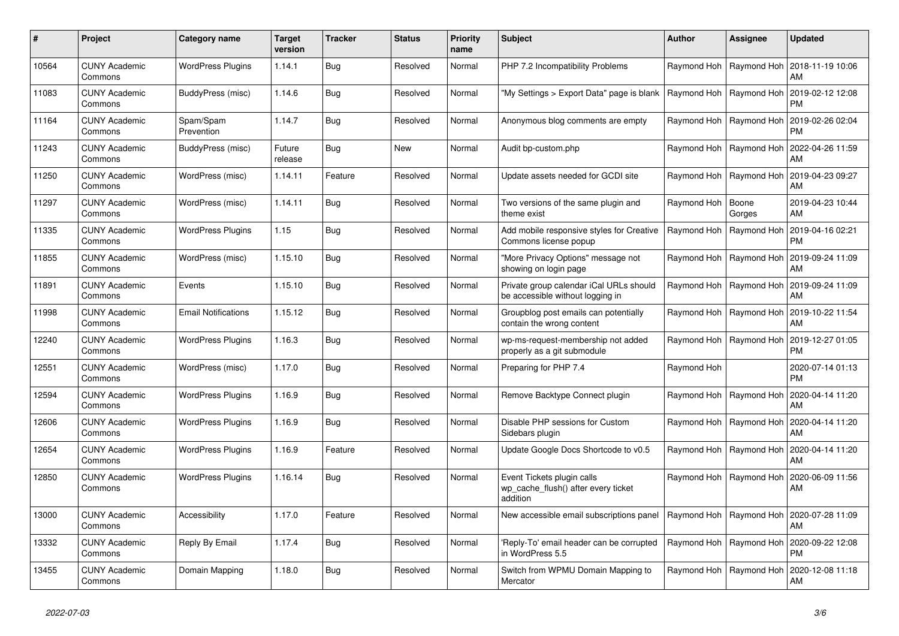| # | Project | Category name | Target version | Tracker | Status | Priority name | Subject | Author | Assignee | Updated |
|---|---|---|---|---|---|---|---|---|---|---|
| 10564 | CUNY Academic Commons | WordPress Plugins | 1.14.1 | Bug | Resolved | Normal | PHP 7.2 Incompatibility Problems | Raymond Hoh | Raymond Hoh | 2018-11-19 10:06 AM |
| 11083 | CUNY Academic Commons | BuddyPress (misc) | 1.14.6 | Bug | Resolved | Normal | "My Settings > Export Data" page is blank | Raymond Hoh | Raymond Hoh | 2019-02-12 12:08 PM |
| 11164 | CUNY Academic Commons | Spam/Spam Prevention | 1.14.7 | Bug | Resolved | Normal | Anonymous blog comments are empty | Raymond Hoh | Raymond Hoh | 2019-02-26 02:04 PM |
| 11243 | CUNY Academic Commons | BuddyPress (misc) | Future release | Bug | New | Normal | Audit bp-custom.php | Raymond Hoh | Raymond Hoh | 2022-04-26 11:59 AM |
| 11250 | CUNY Academic Commons | WordPress (misc) | 1.14.11 | Feature | Resolved | Normal | Update assets needed for GCDI site | Raymond Hoh | Raymond Hoh | 2019-04-23 09:27 AM |
| 11297 | CUNY Academic Commons | WordPress (misc) | 1.14.11 | Bug | Resolved | Normal | Two versions of the same plugin and theme exist | Raymond Hoh | Boone Gorges | 2019-04-23 10:44 AM |
| 11335 | CUNY Academic Commons | WordPress Plugins | 1.15 | Bug | Resolved | Normal | Add mobile responsive styles for Creative Commons license popup | Raymond Hoh | Raymond Hoh | 2019-04-16 02:21 PM |
| 11855 | CUNY Academic Commons | WordPress (misc) | 1.15.10 | Bug | Resolved | Normal | "More Privacy Options" message not showing on login page | Raymond Hoh | Raymond Hoh | 2019-09-24 11:09 AM |
| 11891 | CUNY Academic Commons | Events | 1.15.10 | Bug | Resolved | Normal | Private group calendar iCal URLs should be accessible without logging in | Raymond Hoh | Raymond Hoh | 2019-09-24 11:09 AM |
| 11998 | CUNY Academic Commons | Email Notifications | 1.15.12 | Bug | Resolved | Normal | Groupblog post emails can potentially contain the wrong content | Raymond Hoh | Raymond Hoh | 2019-10-22 11:54 AM |
| 12240 | CUNY Academic Commons | WordPress Plugins | 1.16.3 | Bug | Resolved | Normal | wp-ms-request-membership not added properly as a git submodule | Raymond Hoh | Raymond Hoh | 2019-12-27 01:05 PM |
| 12551 | CUNY Academic Commons | WordPress (misc) | 1.17.0 | Bug | Resolved | Normal | Preparing for PHP 7.4 | Raymond Hoh | | 2020-07-14 01:13 PM |
| 12594 | CUNY Academic Commons | WordPress Plugins | 1.16.9 | Bug | Resolved | Normal | Remove Backtype Connect plugin | Raymond Hoh | Raymond Hoh | 2020-04-14 11:20 AM |
| 12606 | CUNY Academic Commons | WordPress Plugins | 1.16.9 | Bug | Resolved | Normal | Disable PHP sessions for Custom Sidebars plugin | Raymond Hoh | Raymond Hoh | 2020-04-14 11:20 AM |
| 12654 | CUNY Academic Commons | WordPress Plugins | 1.16.9 | Feature | Resolved | Normal | Update Google Docs Shortcode to v0.5 | Raymond Hoh | Raymond Hoh | 2020-04-14 11:20 AM |
| 12850 | CUNY Academic Commons | WordPress Plugins | 1.16.14 | Bug | Resolved | Normal | Event Tickets plugin calls wp_cache_flush() after every ticket addition | Raymond Hoh | Raymond Hoh | 2020-06-09 11:56 AM |
| 13000 | CUNY Academic Commons | Accessibility | 1.17.0 | Feature | Resolved | Normal | New accessible email subscriptions panel | Raymond Hoh | Raymond Hoh | 2020-07-28 11:09 AM |
| 13332 | CUNY Academic Commons | Reply By Email | 1.17.4 | Bug | Resolved | Normal | 'Reply-To' email header can be corrupted in WordPress 5.5 | Raymond Hoh | Raymond Hoh | 2020-09-22 12:08 PM |
| 13455 | CUNY Academic Commons | Domain Mapping | 1.18.0 | Bug | Resolved | Normal | Switch from WPMU Domain Mapping to Mercator | Raymond Hoh | Raymond Hoh | 2020-12-08 11:18 AM |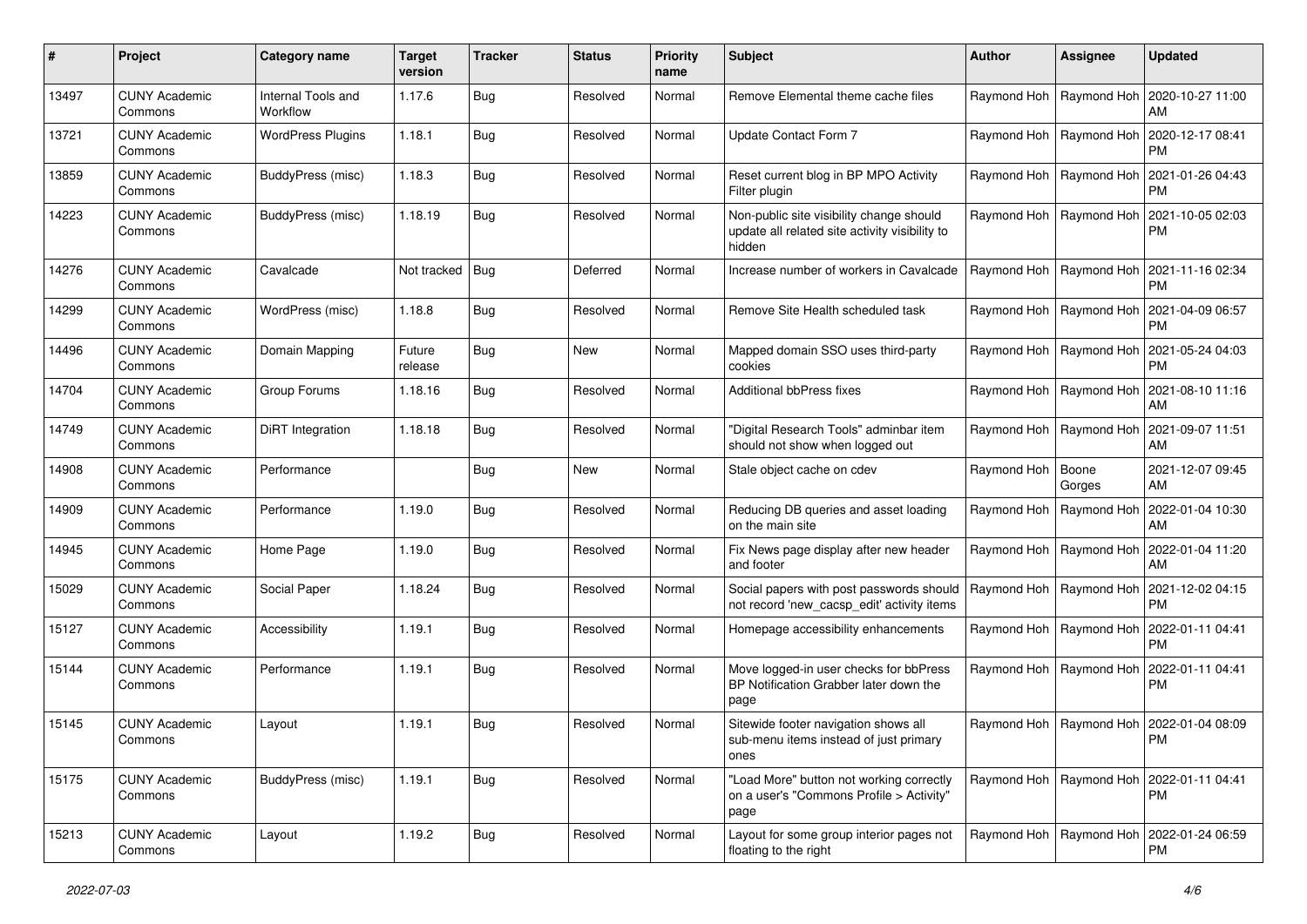| # | Project | Category name | Target version | Tracker | Status | Priority name | Subject | Author | Assignee | Updated |
|---|---|---|---|---|---|---|---|---|---|---|
| 13497 | CUNY Academic Commons | Internal Tools and Workflow | 1.17.6 | Bug | Resolved | Normal | Remove Elemental theme cache files | Raymond Hoh | Raymond Hoh | 2020-10-27 11:00 AM |
| 13721 | CUNY Academic Commons | WordPress Plugins | 1.18.1 | Bug | Resolved | Normal | Update Contact Form 7 | Raymond Hoh | Raymond Hoh | 2020-12-17 08:41 PM |
| 13859 | CUNY Academic Commons | BuddyPress (misc) | 1.18.3 | Bug | Resolved | Normal | Reset current blog in BP MPO Activity Filter plugin | Raymond Hoh | Raymond Hoh | 2021-01-26 04:43 PM |
| 14223 | CUNY Academic Commons | BuddyPress (misc) | 1.18.19 | Bug | Resolved | Normal | Non-public site visibility change should update all related site activity visibility to hidden | Raymond Hoh | Raymond Hoh | 2021-10-05 02:03 PM |
| 14276 | CUNY Academic Commons | Cavalcade | Not tracked | Bug | Deferred | Normal | Increase number of workers in Cavalcade | Raymond Hoh | Raymond Hoh | 2021-11-16 02:34 PM |
| 14299 | CUNY Academic Commons | WordPress (misc) | 1.18.8 | Bug | Resolved | Normal | Remove Site Health scheduled task | Raymond Hoh | Raymond Hoh | 2021-04-09 06:57 PM |
| 14496 | CUNY Academic Commons | Domain Mapping | Future release | Bug | New | Normal | Mapped domain SSO uses third-party cookies | Raymond Hoh | Raymond Hoh | 2021-05-24 04:03 PM |
| 14704 | CUNY Academic Commons | Group Forums | 1.18.16 | Bug | Resolved | Normal | Additional bbPress fixes | Raymond Hoh | Raymond Hoh | 2021-08-10 11:16 AM |
| 14749 | CUNY Academic Commons | DiRT Integration | 1.18.18 | Bug | Resolved | Normal | "Digital Research Tools" adminbar item should not show when logged out | Raymond Hoh | Raymond Hoh | 2021-09-07 11:51 AM |
| 14908 | CUNY Academic Commons | Performance | | Bug | New | Normal | Stale object cache on cdev | Raymond Hoh | Boone Gorges | 2021-12-07 09:45 AM |
| 14909 | CUNY Academic Commons | Performance | 1.19.0 | Bug | Resolved | Normal | Reducing DB queries and asset loading on the main site | Raymond Hoh | Raymond Hoh | 2022-01-04 10:30 AM |
| 14945 | CUNY Academic Commons | Home Page | 1.19.0 | Bug | Resolved | Normal | Fix News page display after new header and footer | Raymond Hoh | Raymond Hoh | 2022-01-04 11:20 AM |
| 15029 | CUNY Academic Commons | Social Paper | 1.18.24 | Bug | Resolved | Normal | Social papers with post passwords should not record 'new_cacsp_edit' activity items | Raymond Hoh | Raymond Hoh | 2021-12-02 04:15 PM |
| 15127 | CUNY Academic Commons | Accessibility | 1.19.1 | Bug | Resolved | Normal | Homepage accessibility enhancements | Raymond Hoh | Raymond Hoh | 2022-01-11 04:41 PM |
| 15144 | CUNY Academic Commons | Performance | 1.19.1 | Bug | Resolved | Normal | Move logged-in user checks for bbPress BP Notification Grabber later down the page | Raymond Hoh | Raymond Hoh | 2022-01-11 04:41 PM |
| 15145 | CUNY Academic Commons | Layout | 1.19.1 | Bug | Resolved | Normal | Sitewide footer navigation shows all sub-menu items instead of just primary ones | Raymond Hoh | Raymond Hoh | 2022-01-04 08:09 PM |
| 15175 | CUNY Academic Commons | BuddyPress (misc) | 1.19.1 | Bug | Resolved | Normal | "Load More" button not working correctly on a user's "Commons Profile > Activity" page | Raymond Hoh | Raymond Hoh | 2022-01-11 04:41 PM |
| 15213 | CUNY Academic Commons | Layout | 1.19.2 | Bug | Resolved | Normal | Layout for some group interior pages not floating to the right | Raymond Hoh | Raymond Hoh | 2022-01-24 06:59 PM |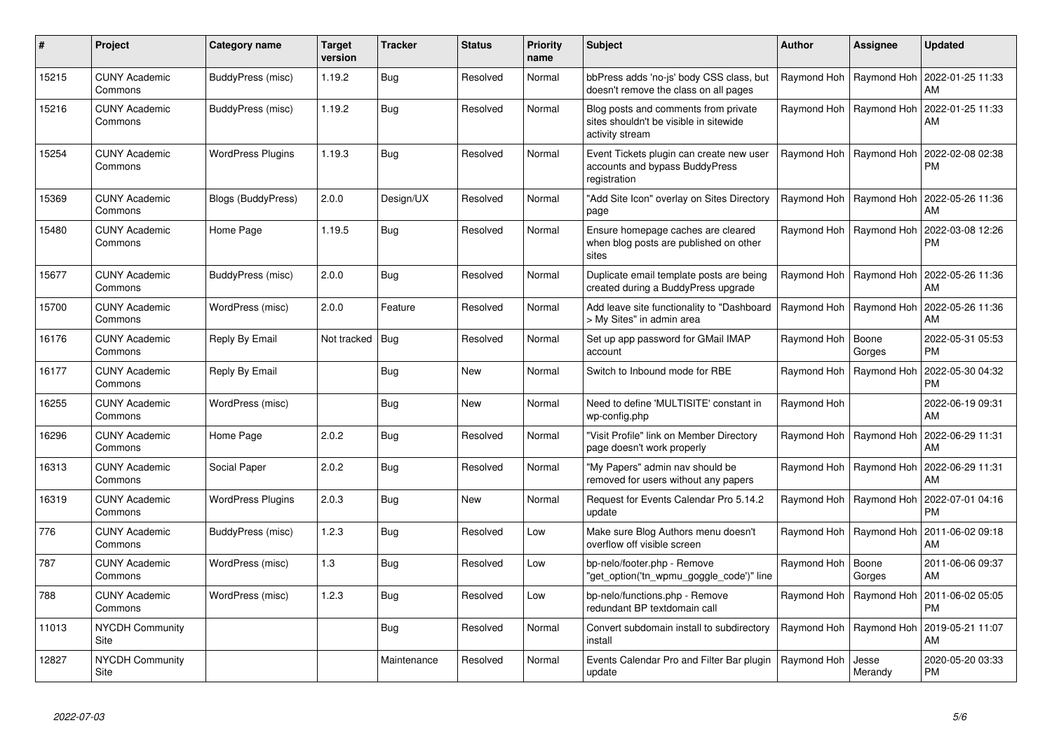| # | Project | Category name | Target version | Tracker | Status | Priority name | Subject | Author | Assignee | Updated |
|---|---|---|---|---|---|---|---|---|---|---|
| 15215 | CUNY Academic Commons | BuddyPress (misc) | 1.19.2 | Bug | Resolved | Normal | bbPress adds 'no-js' body CSS class, but doesn't remove the class on all pages | Raymond Hoh | Raymond Hoh | 2022-01-25 11:33 AM |
| 15216 | CUNY Academic Commons | BuddyPress (misc) | 1.19.2 | Bug | Resolved | Normal | Blog posts and comments from private sites shouldn't be visible in sitewide activity stream | Raymond Hoh | Raymond Hoh | 2022-01-25 11:33 AM |
| 15254 | CUNY Academic Commons | WordPress Plugins | 1.19.3 | Bug | Resolved | Normal | Event Tickets plugin can create new user accounts and bypass BuddyPress registration | Raymond Hoh | Raymond Hoh | 2022-02-08 02:38 PM |
| 15369 | CUNY Academic Commons | Blogs (BuddyPress) | 2.0.0 | Design/UX | Resolved | Normal | "Add Site Icon" overlay on Sites Directory page | Raymond Hoh | Raymond Hoh | 2022-05-26 11:36 AM |
| 15480 | CUNY Academic Commons | Home Page | 1.19.5 | Bug | Resolved | Normal | Ensure homepage caches are cleared when blog posts are published on other sites | Raymond Hoh | Raymond Hoh | 2022-03-08 12:26 PM |
| 15677 | CUNY Academic Commons | BuddyPress (misc) | 2.0.0 | Bug | Resolved | Normal | Duplicate email template posts are being created during a BuddyPress upgrade | Raymond Hoh | Raymond Hoh | 2022-05-26 11:36 AM |
| 15700 | CUNY Academic Commons | WordPress (misc) | 2.0.0 | Feature | Resolved | Normal | Add leave site functionality to "Dashboard > My Sites" in admin area | Raymond Hoh | Raymond Hoh | 2022-05-26 11:36 AM |
| 16176 | CUNY Academic Commons | Reply By Email | Not tracked | Bug | Resolved | Normal | Set up app password for GMail IMAP account | Raymond Hoh | Boone Gorges | 2022-05-31 05:53 PM |
| 16177 | CUNY Academic Commons | Reply By Email | | Bug | New | Normal | Switch to Inbound mode for RBE | Raymond Hoh | Raymond Hoh | 2022-05-30 04:32 PM |
| 16255 | CUNY Academic Commons | WordPress (misc) | | Bug | New | Normal | Need to define 'MULTISITE' constant in wp-config.php | Raymond Hoh | | 2022-06-19 09:31 AM |
| 16296 | CUNY Academic Commons | Home Page | 2.0.2 | Bug | Resolved | Normal | "Visit Profile" link on Member Directory page doesn't work properly | Raymond Hoh | Raymond Hoh | 2022-06-29 11:31 AM |
| 16313 | CUNY Academic Commons | Social Paper | 2.0.2 | Bug | Resolved | Normal | "My Papers" admin nav should be removed for users without any papers | Raymond Hoh | Raymond Hoh | 2022-06-29 11:31 AM |
| 16319 | CUNY Academic Commons | WordPress Plugins | 2.0.3 | Bug | New | Normal | Request for Events Calendar Pro 5.14.2 update | Raymond Hoh | Raymond Hoh | 2022-07-01 04:16 PM |
| 776 | CUNY Academic Commons | BuddyPress (misc) | 1.2.3 | Bug | Resolved | Low | Make sure Blog Authors menu doesn't overflow off visible screen | Raymond Hoh | Raymond Hoh | 2011-06-02 09:18 AM |
| 787 | CUNY Academic Commons | WordPress (misc) | 1.3 | Bug | Resolved | Low | bp-nelo/footer.php - Remove "get_option('tn_wpmu_goggle_code')" line | Raymond Hoh | Boone Gorges | 2011-06-06 09:37 AM |
| 788 | CUNY Academic Commons | WordPress (misc) | 1.2.3 | Bug | Resolved | Low | bp-nelo/functions.php - Remove redundant BP textdomain call | Raymond Hoh | Raymond Hoh | 2011-06-02 05:05 PM |
| 11013 | NYCDH Community Site | | | Bug | Resolved | Normal | Convert subdomain install to subdirectory install | Raymond Hoh | Raymond Hoh | 2019-05-21 11:07 AM |
| 12827 | NYCDH Community Site | | | Maintenance | Resolved | Normal | Events Calendar Pro and Filter Bar plugin update | Raymond Hoh | Jesse Merandy | 2020-05-20 03:33 PM |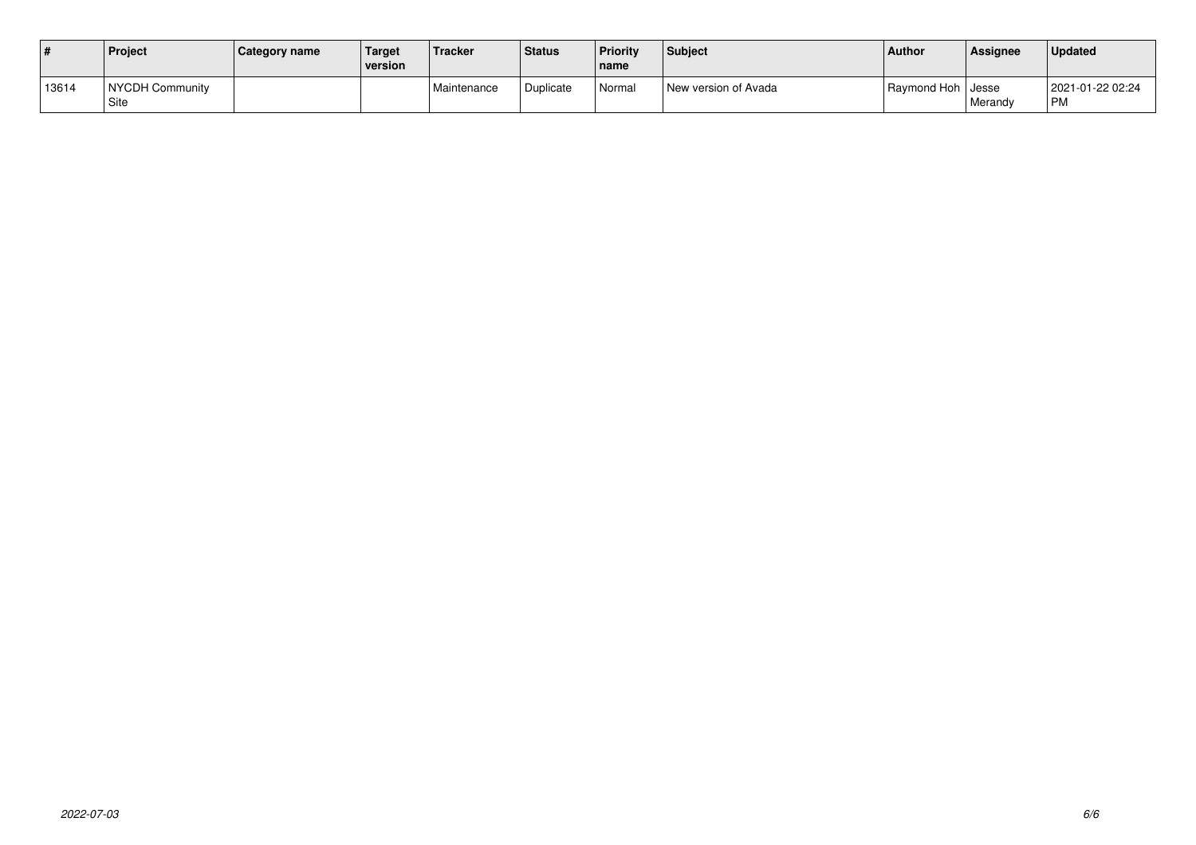| # | Project | Category name | Target version | Tracker | Status | Priority name | Subject | Author | Assignee | Updated |
|---|---|---|---|---|---|---|---|---|---|---|
| 13614 | NYCDH Community Site | | | Maintenance | Duplicate | Normal | New version of Avada | Raymond Hoh | Jesse Merandy | 2021-01-22 02:24 PM |